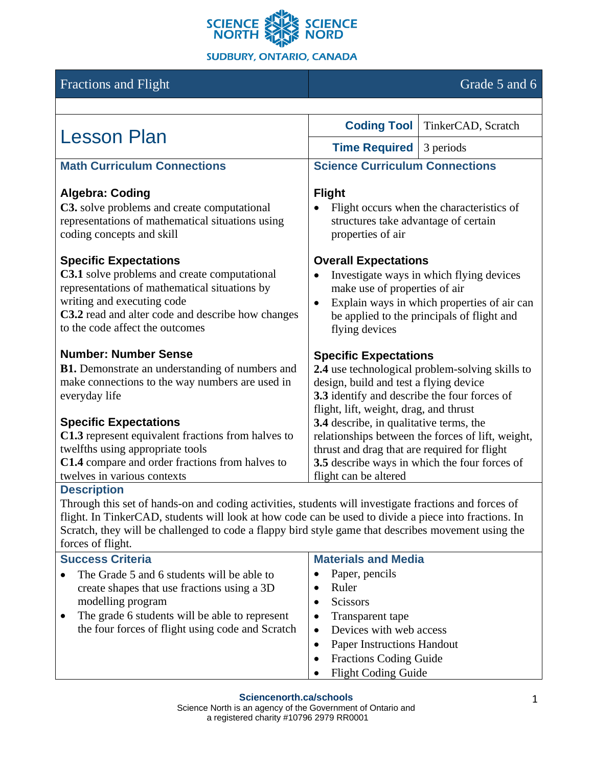# Fractions and Flight

Grade 5 and 6

## Lesson Plan

| | |
|---|---|
| **Coding Tool** | TinkerCAD, Scratch |
| **Time Required** | 3 periods |

### Math Curriculum Connections

**Algebra: Coding**

**C3.** solve problems and create computational representations of mathematical situations using coding concepts and skill

**Specific Expectations**

**C3.1** solve problems and create computational representations of mathematical situations by writing and executing code

**C3.2** read and alter code and describe how changes to the code affect the outcomes

**Number: Number Sense**

**B1.** Demonstrate an understanding of numbers and make connections to the way numbers are used in everyday life

**Specific Expectations**

**C1.3** represent equivalent fractions from halves to twelfths using appropriate tools

**C1.4** compare and order fractions from halves to twelves in various contexts

### Science Curriculum Connections

**Flight**

- Flight occurs when the characteristics of structures take advantage of certain properties of air

**Overall Expectations**

- Investigate ways in which flying devices make use of properties of air
- Explain ways in which properties of air can be applied to the principals of flight and flying devices

**Specific Expectations**

**2.4** use technological problem-solving skills to design, build and test a flying device

**3.3** identify and describe the four forces of flight, lift, weight, drag, and thrust

**3.4** describe, in qualitative terms, the relationships between the forces of lift, weight, thrust and drag that are required for flight

**3.5** describe ways in which the four forces of flight can be altered

### Description

Through this set of hands-on and coding activities, students will investigate fractions and forces of flight. In TinkerCAD, students will look at how code can be used to divide a piece into fractions. In Scratch, they will be challenged to code a flappy bird style game that describes movement using the forces of flight.

### Success Criteria

- The Grade 5 and 6 students will be able to create shapes that use fractions using a 3D modelling program
- The grade 6 students will be able to represent the four forces of flight using code and Scratch

### Materials and Media

- Paper, pencils
- Ruler
- Scissors
- Transparent tape
- Devices with web access
- Paper Instructions Handout
- Fractions Coding Guide
- Flight Coding Guide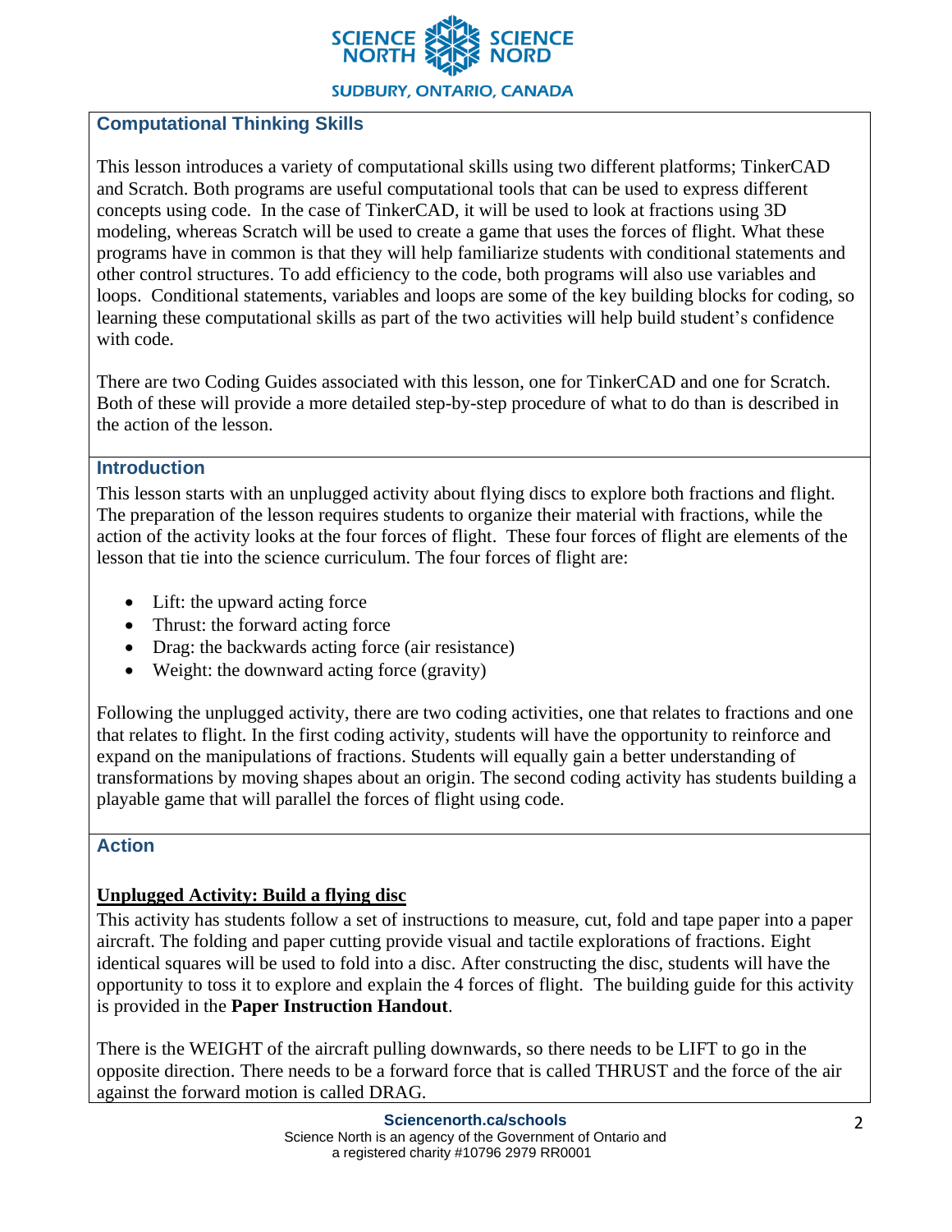## Computational Thinking Skills

This lesson introduces a variety of computational skills using two different platforms; TinkerCAD and Scratch. Both programs are useful computational tools that can be used to express different concepts using code. In the case of TinkerCAD, it will be used to look at fractions using 3D modeling, whereas Scratch will be used to create a game that uses the forces of flight. What these programs have in common is that they will help familiarize students with conditional statements and other control structures. To add efficiency to the code, both programs will also use variables and loops. Conditional statements, variables and loops are some of the key building blocks for coding, so learning these computational skills as part of the two activities will help build student's confidence with code.

There are two Coding Guides associated with this lesson, one for TinkerCAD and one for Scratch. Both of these will provide a more detailed step-by-step procedure of what to do than is described in the action of the lesson.

## Introduction

This lesson starts with an unplugged activity about flying discs to explore both fractions and flight. The preparation of the lesson requires students to organize their material with fractions, while the action of the activity looks at the four forces of flight. These four forces of flight are elements of the lesson that tie into the science curriculum. The four forces of flight are:

- Lift: the upward acting force
- Thrust: the forward acting force
- Drag: the backwards acting force (air resistance)
- Weight: the downward acting force (gravity)

Following the unplugged activity, there are two coding activities, one that relates to fractions and one that relates to flight. In the first coding activity, students will have the opportunity to reinforce and expand on the manipulations of fractions. Students will equally gain a better understanding of transformations by moving shapes about an origin. The second coding activity has students building a playable game that will parallel the forces of flight using code.

## Action

### Unplugged Activity: Build a flying disc

This activity has students follow a set of instructions to measure, cut, fold and tape paper into a paper aircraft. The folding and paper cutting provide visual and tactile explorations of fractions. Eight identical squares will be used to fold into a disc. After constructing the disc, students will have the opportunity to toss it to explore and explain the 4 forces of flight. The building guide for this activity is provided in the **Paper Instruction Handout**.

There is the WEIGHT of the aircraft pulling downwards, so there needs to be LIFT to go in the opposite direction. There needs to be a forward force that is called THRUST and the force of the air against the forward motion is called DRAG.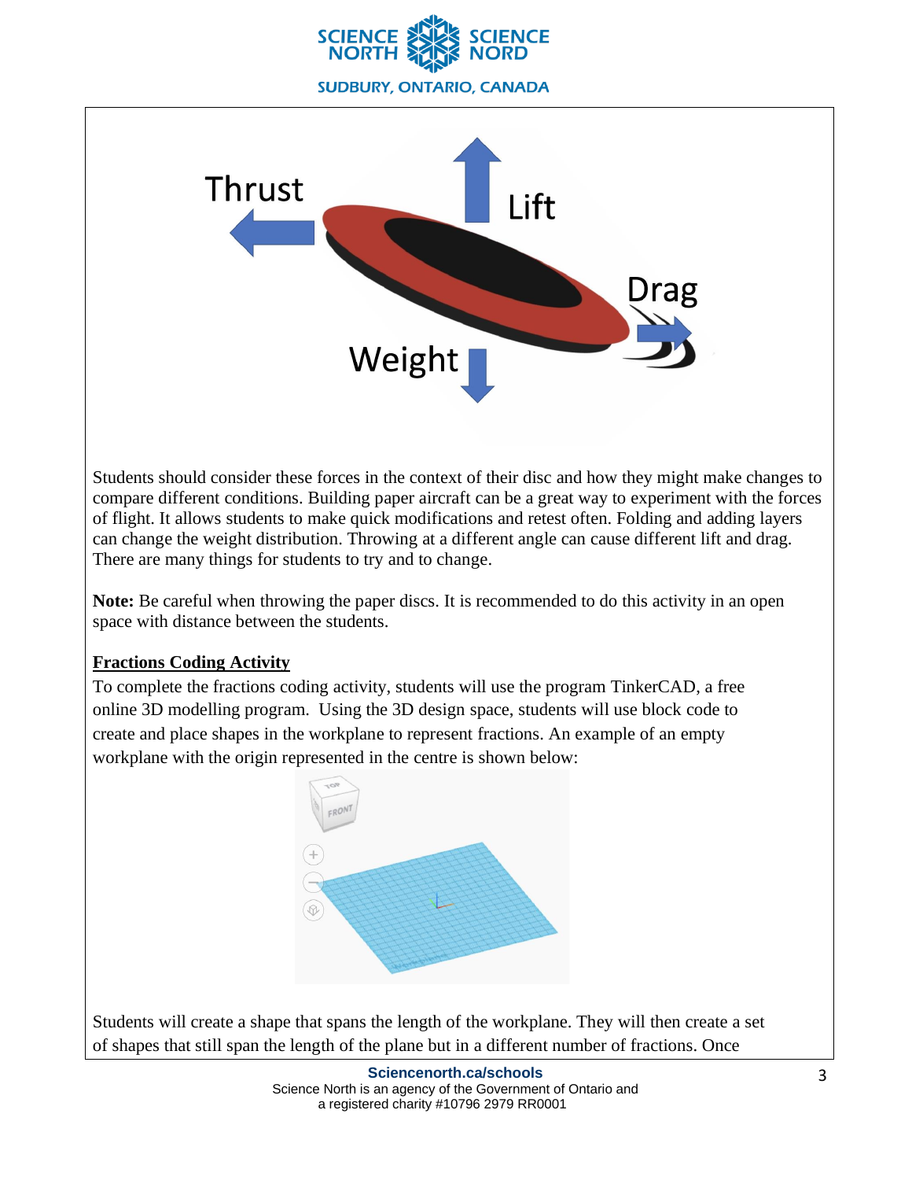Students should consider these forces in the context of their disc and how they might make changes to compare different conditions. Building paper aircraft can be a great way to experiment with the forces of flight. It allows students to make quick modifications and retest often. Folding and adding layers can change the weight distribution. Throwing at a different angle can cause different lift and drag. There are many things for students to try and to change.

**Note:** Be careful when throwing the paper discs. It is recommended to do this activity in an open space with distance between the students.

**Fractions Coding Activity**

To complete the fractions coding activity, students will use the program TinkerCAD, a free online 3D modelling program. Using the 3D design space, students will use block code to create and place shapes in the workplane to represent fractions. An example of an empty workplane with the origin represented in the centre is shown below:

Students will create a shape that spans the length of the workplane. They will then create a set of shapes that still span the length of the plane but in a different number of fractions. Once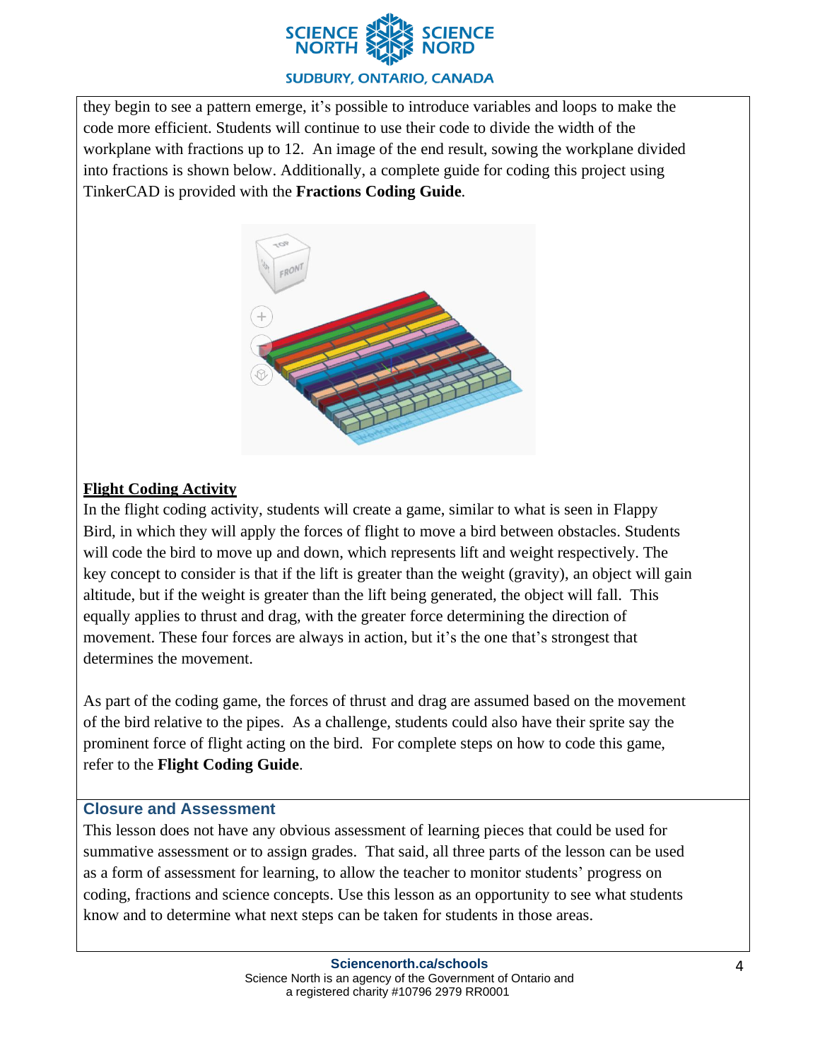they begin to see a pattern emerge, it's possible to introduce variables and loops to make the code more efficient. Students will continue to use their code to divide the width of the workplane with fractions up to 12. An image of the end result, sowing the workplane divided into fractions is shown below. Additionally, a complete guide for coding this project using TinkerCAD is provided with the **Fractions Coding Guide**.

**Flight Coding Activity**

In the flight coding activity, students will create a game, similar to what is seen in Flappy Bird, in which they will apply the forces of flight to move a bird between obstacles. Students will code the bird to move up and down, which represents lift and weight respectively. The key concept to consider is that if the lift is greater than the weight (gravity), an object will gain altitude, but if the weight is greater than the lift being generated, the object will fall. This equally applies to thrust and drag, with the greater force determining the direction of movement. These four forces are always in action, but it's the one that's strongest that determines the movement.

As part of the coding game, the forces of thrust and drag are assumed based on the movement of the bird relative to the pipes. As a challenge, students could also have their sprite say the prominent force of flight acting on the bird. For complete steps on how to code this game, refer to the **Flight Coding Guide**.

## Closure and Assessment

This lesson does not have any obvious assessment of learning pieces that could be used for summative assessment or to assign grades. That said, all three parts of the lesson can be used as a form of assessment for learning, to allow the teacher to monitor students' progress on coding, fractions and science concepts. Use this lesson as an opportunity to see what students know and to determine what next steps can be taken for students in those areas.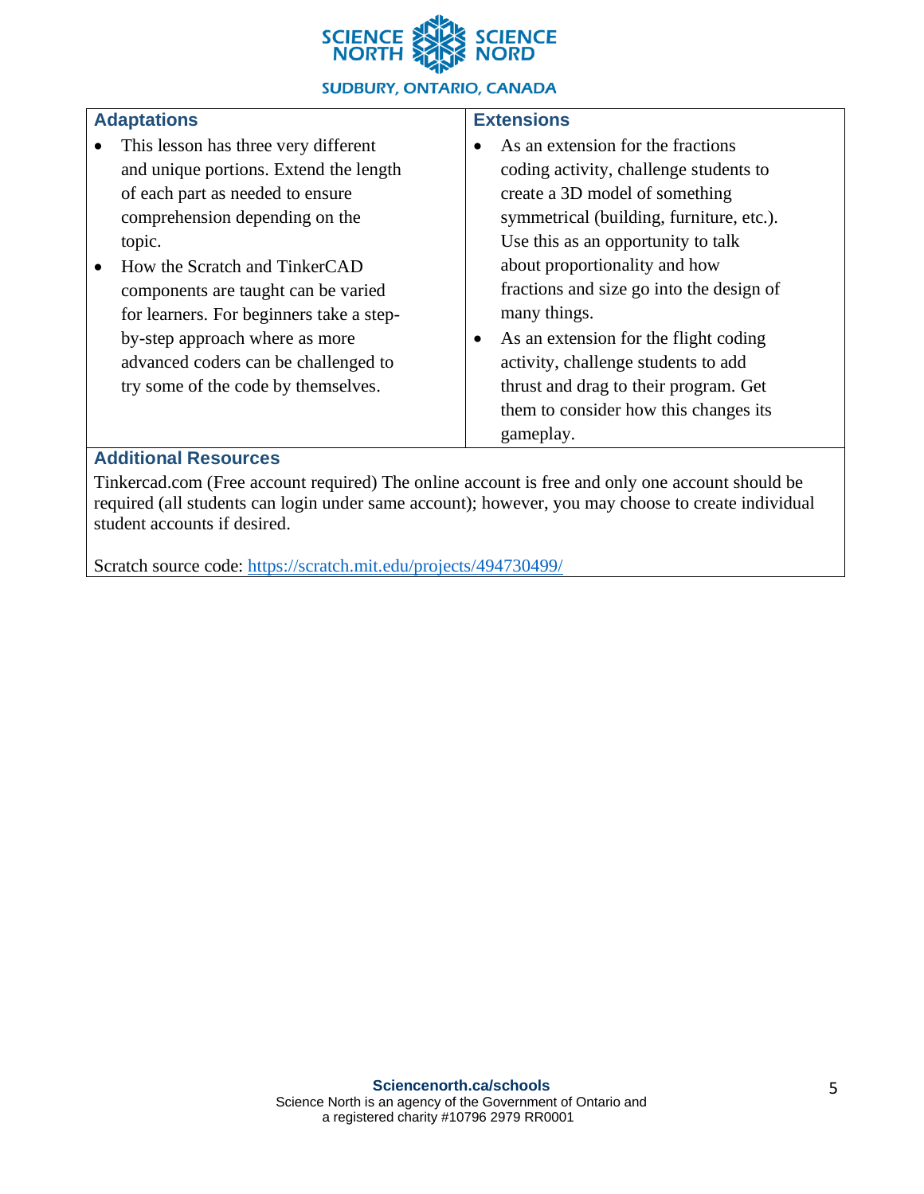## Adaptations

- This lesson has three very different and unique portions. Extend the length of each part as needed to ensure comprehension depending on the topic.
- How the Scratch and TinkerCAD components are taught can be varied for learners. For beginners take a step-by-step approach where as more advanced coders can be challenged to try some of the code by themselves.

## Extensions

- As an extension for the fractions coding activity, challenge students to create a 3D model of something symmetrical (building, furniture, etc.). Use this as an opportunity to talk about proportionality and how fractions and size go into the design of many things.
- As an extension for the flight coding activity, challenge students to add thrust and drag to their program. Get them to consider how this changes its gameplay.

## Additional Resources

Tinkercad.com (Free account required) The online account is free and only one account should be required (all students can login under same account); however, you may choose to create individual student accounts if desired.

Scratch source code: https://scratch.mit.edu/projects/494730499/